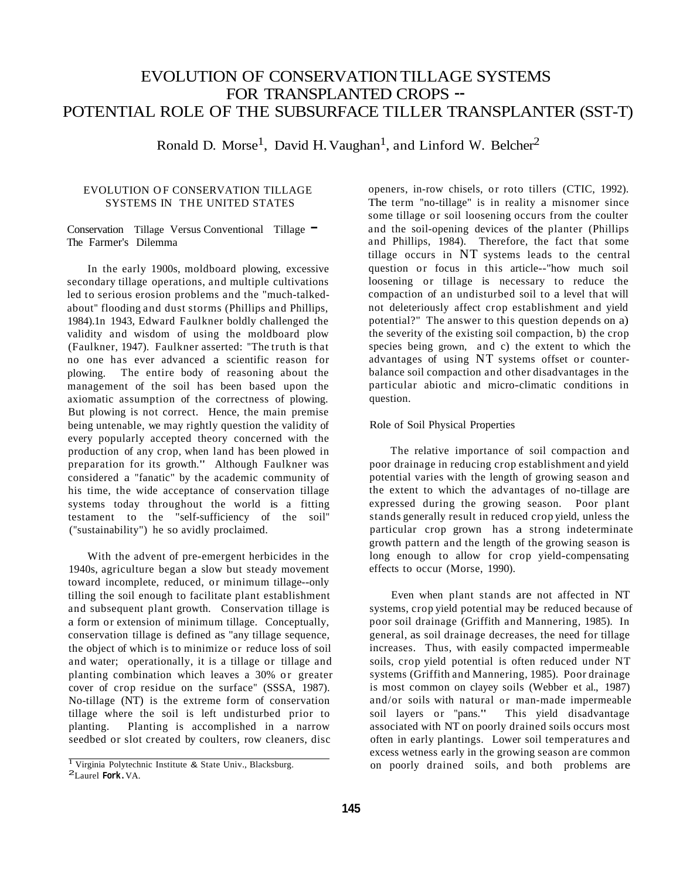# EVOLUTION OF CONSERVATION TILLAGE SYSTEMS FOR TRANSPLANTED CROPS -- POTENTIAL ROLE OF THE SUBSURFACE TILLER TRANSPLANTER (SST-T)

Ronald D. Morse[1], David H. Vaughan[1], and Linford W. Belcher[2]

## EVOLUTION OF CONSERVATION TILLAGE SYSTEMS IN THE UNITED STATES

### Conservation Tillage Versus Conventional Tillage – The Farmer's Dilemma

In the early 1900s, moldboard plowing, excessive secondary tillage operations, and multiple cultivations led to serious erosion problems and the "much-talked-about" flooding and dust storms (Phillips and Phillips, 1984).1n 1943, Edward Faulkner boldly challenged the validity and wisdom of using the moldboard plow (Faulkner, 1947). Faulkner asserted: "The truth is that no one has ever advanced a scientific reason for plowing. The entire body of reasoning about the management of the soil has been based upon the axiomatic assumption of the correctness of plowing. But plowing is not correct. Hence, the main premise being untenable, we may rightly question the validity of every popularly accepted theory concerned with the production of any crop, when land has been plowed in preparation for its growth." Although Faulkner was considered a "fanatic" by the academic community of his time, the wide acceptance of conservation tillage systems today throughout the world is a fitting testament to the "self-sufficiency of the soil" ("sustainability") he so avidly proclaimed.

With the advent of pre-emergent herbicides in the 1940s, agriculture began a slow but steady movement toward incomplete, reduced, or minimum tillage--only tilling the soil enough to facilitate plant establishment and subsequent plant growth. Conservation tillage is a form or extension of minimum tillage. Conceptually, conservation tillage is defined as "any tillage sequence, the object of which is to minimize or reduce loss of soil and water; operationally, it is a tillage or tillage and planting combination which leaves a 30% or greater cover of crop residue on the surface" (SSSA, 1987). No-tillage (NT) is the extreme form of conservation tillage where the soil is left undisturbed prior to planting. Planting is accomplished in a narrow seedbed or slot created by coulters, row cleaners, disc openers, in-row chisels, or roto tillers (CTIC, 1992). The term "no-tillage" is in reality a misnomer since some tillage or soil loosening occurs from the coulter and the soil-opening devices of the planter (Phillips and Phillips, 1984). Therefore, the fact that some tillage occurs in NT systems leads to the central question or focus in this article--"how much soil loosening or tillage is necessary to reduce the compaction of an undisturbed soil to a level that will not deleteriously affect crop establishment and yield potential?" The answer to this question depends on a) the severity of the existing soil compaction, b) the crop species being grown, and c) the extent to which the advantages of using NT systems offset or counter-balance soil compaction and other disadvantages in the particular abiotic and micro-climatic conditions in question.

### Role of Soil Physical Properties

The relative importance of soil compaction and poor drainage in reducing crop establishment and yield potential varies with the length of growing season and the extent to which the advantages of no-tillage are expressed during the growing season. Poor plant stands generally result in reduced crop yield, unless the particular crop grown has a strong indeterminate growth pattern and the length of the growing season is long enough to allow for crop yield-compensating effects to occur (Morse, 1990).

Even when plant stands are not affected in NT systems, crop yield potential may be reduced because of poor soil drainage (Griffith and Mannering, 1985). In general, as soil drainage decreases, the need for tillage increases. Thus, with easily compacted impermeable soils, crop yield potential is often reduced under NT systems (Griffith and Mannering, 1985). Poor drainage is most common on clayey soils (Webber et al., 1987) and/or soils with natural or man-made impermeable soil layers or "pans." This yield disadvantage associated with NT on poorly drained soils occurs most often in early plantings. Lower soil temperatures and excess wetness early in the growing season are common on poorly drained soils, and both problems are

---

[1] Virginia Polytechnic Institute & State Univ., Blacksburg.

[2] Laurel Fork. VA.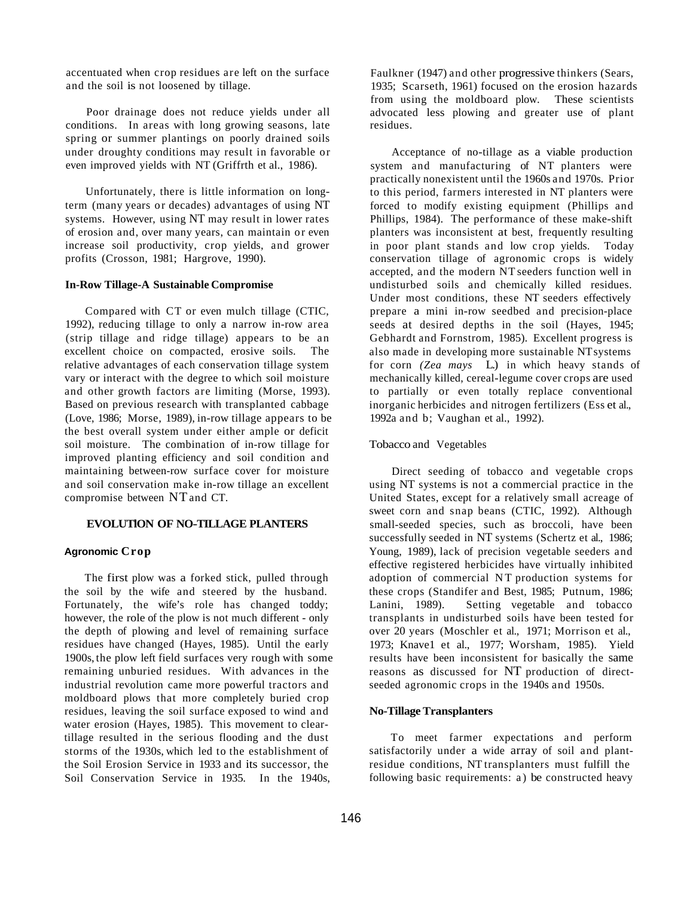accentuated when crop residues are left on the surface and the soil is not loosened by tillage.

Poor drainage does not reduce yields under all conditions. In areas with long growing seasons, late spring or summer plantings on poorly drained soils under droughty conditions may result in favorable or even improved yields with NT (Griffrth et al., 1986).

Unfortunately, there is little information on long-term (many years or decades) advantages of using NT systems. However, using NT may result in lower rates of erosion and, over many years, can maintain or even increase soil productivity, crop yields, and grower profits (Crosson, 1981; Hargrove, 1990).

### In-Row Tillage-A Sustainable Compromise

Compared with CT or even mulch tillage (CTIC, 1992), reducing tillage to only a narrow in-row area (strip tillage and ridge tillage) appears to be an excellent choice on compacted, erosive soils. The relative advantages of each conservation tillage system vary or interact with the degree to which soil moisture and other growth factors are limiting (Morse, 1993). Based on previous research with transplanted cabbage (Love, 1986; Morse, 1989), in-row tillage appears to be the best overall system under either ample or deficit soil moisture. The combination of in-row tillage for improved planting efficiency and soil condition and maintaining between-row surface cover for moisture and soil conservation make in-row tillage an excellent compromise between NT and CT.

## EVOLUTION OF NO-TILLAGE PLANTERS

### Agronomic Crop

The first plow was a forked stick, pulled through the soil by the wife and steered by the husband. Fortunately, the wife's role has changed toddy; however, the role of the plow is not much different - only the depth of plowing and level of remaining surface residues have changed (Hayes, 1985). Until the early 1900s, the plow left field surfaces very rough with some remaining unburied residues. With advances in the industrial revolution came more powerful tractors and moldboard plows that more completely buried crop residues, leaving the soil surface exposed to wind and water erosion (Hayes, 1985). This movement to clear-tillage resulted in the serious flooding and the dust storms of the 1930s, which led to the establishment of the Soil Erosion Service in 1933 and its successor, the Soil Conservation Service in 1935. In the 1940s, Faulkner (1947) and other progressive thinkers (Sears, 1935; Scarseth, 1961) focused on the erosion hazards from using the moldboard plow. These scientists advocated less plowing and greater use of plant residues.

Acceptance of no-tillage as a viable production system and manufacturing of NT planters were practically nonexistent until the 1960s and 1970s. Prior to this period, farmers interested in NT planters were forced to modify existing equipment (Phillips and Phillips, 1984). The performance of these make-shift planters was inconsistent at best, frequently resulting in poor plant stands and low crop yields. Today conservation tillage of agronomic crops is widely accepted, and the modern NT seeders function well in undisturbed soils and chemically killed residues. Under most conditions, these NT seeders effectively prepare a mini in-row seedbed and precision-place seeds at desired depths in the soil (Hayes, 1945; Gebhardt and Fornstrom, 1985). Excellent progress is also made in developing more sustainable NT systems for corn *(Zea mays* L.) in which heavy stands of mechanically killed, cereal-legume cover crops are used to partially or even totally replace conventional inorganic herbicides and nitrogen fertilizers (Ess et al., 1992a and b; Vaughan et al., 1992).

### Tobacco and Vegetables

Direct seeding of tobacco and vegetable crops using NT systems is not a commercial practice in the United States, except for a relatively small acreage of sweet corn and snap beans (CTIC, 1992). Although small-seeded species, such as broccoli, have been successfully seeded in NT systems (Schertz et al., 1986; Young, 1989), lack of precision vegetable seeders and effective registered herbicides have virtually inhibited adoption of commercial NT production systems for these crops (Standifer and Best, 1985; Putnum, 1986; Lanini, 1989). Setting vegetable and tobacco transplants in undisturbed soils have been tested for over 20 years (Moschler et al., 1971; Morrison et al., 1973; Knave1 et al., 1977; Worsham, 1985). Yield results have been inconsistent for basically the same reasons as discussed for NT production of direct-seeded agronomic crops in the 1940s and 1950s.

### No-Tillage Transplanters

To meet farmer expectations and perform satisfactorily under a wide array of soil and plant-residue conditions, NT transplanters must fulfill the following basic requirements: a) be constructed heavy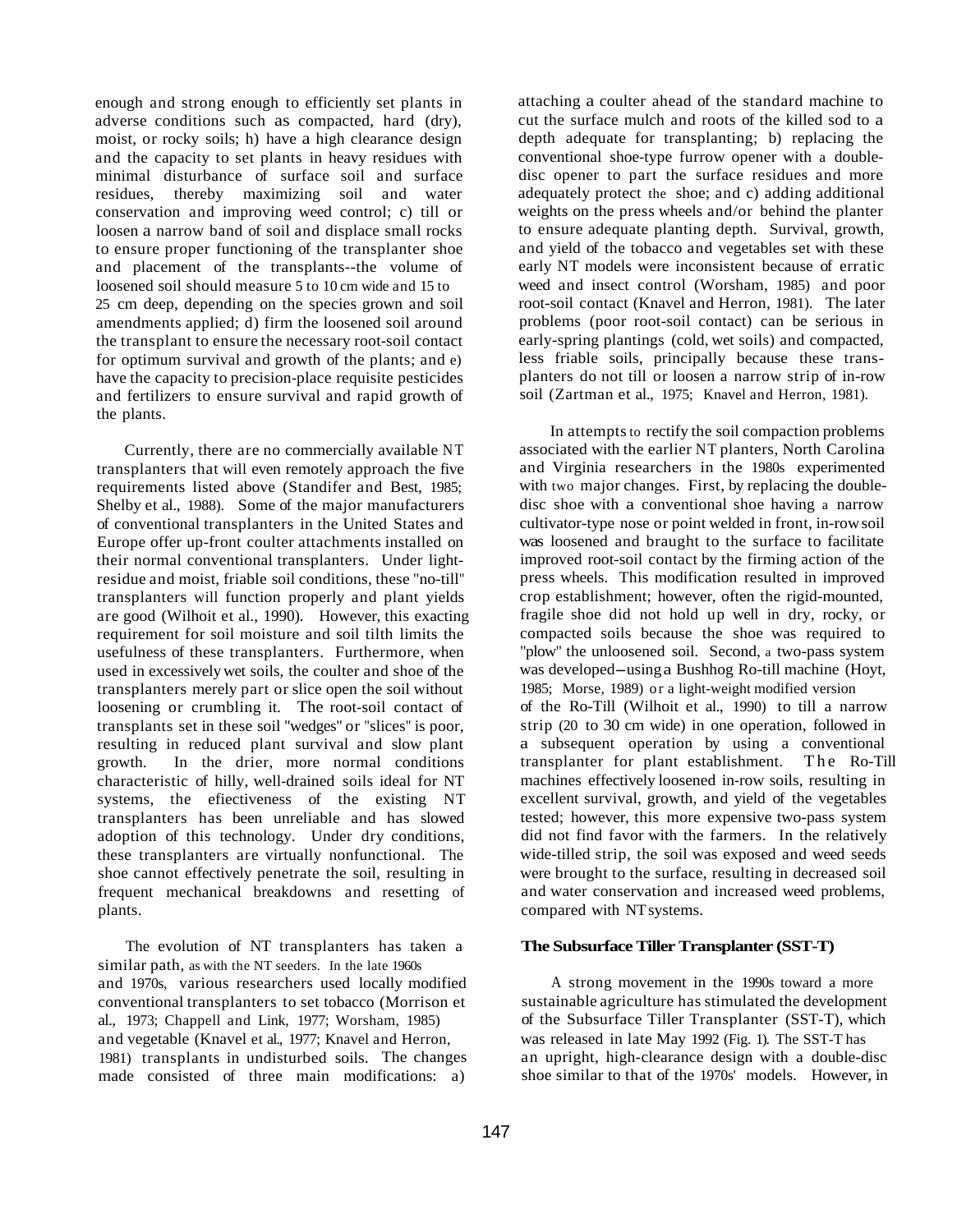enough and strong enough to efficiently set plants in adverse conditions such as compacted, hard (dry), moist, or rocky soils; h) have a high clearance design and the capacity to set plants in heavy residues with minimal disturbance of surface soil and surface residues, thereby maximizing soil and water conservation and improving weed control; c) till or loosen a narrow band of soil and displace small rocks to ensure proper functioning of the transplanter shoe and placement of the transplants--the volume of loosened soil should measure 5 to 10 cm wide and 15 to 25 cm deep, depending on the species grown and soil amendments applied; d) firm the loosened soil around the transplant to ensure the necessary root-soil contact for optimum survival and growth of the plants; and e) have the capacity to precision-place requisite pesticides and fertilizers to ensure survival and rapid growth of the plants.

Currently, there are no commercially available NT transplanters that will even remotely approach the five requirements listed above (Standifer and Best, 1985; Shelby et al., 1988). Some of the major manufacturers of conventional transplanters in the United States and Europe offer up-front coulter attachments installed on their normal conventional transplanters. Under light-residue and moist, friable soil conditions, these "no-till" transplanters will function properly and plant yields are good (Wilhoit et al., 1990). However, this exacting requirement for soil moisture and soil tilth limits the usefulness of these transplanters. Furthermore, when used in excessively wet soils, the coulter and shoe of the transplanters merely part or slice open the soil without loosening or crumbling it. The root-soil contact of transplants set in these soil "wedges" or "slices" is poor, resulting in reduced plant survival and slow plant growth. In the drier, more normal conditions characteristic of hilly, well-drained soils ideal for NT systems, the efiectiveness of the existing NT transplanters has been unreliable and has slowed adoption of this technology. Under dry conditions, these transplanters are virtually nonfunctional. The shoe cannot effectively penetrate the soil, resulting in frequent mechanical breakdowns and resetting of plants.

The evolution of NT transplanters has taken a similar path, as with the NT seeders. In the late 1960s and 1970s, various researchers used locally modified conventional transplanters to set tobacco (Morrison et al., 1973; Chappell and Link, 1977; Worsham, 1985) and vegetable (Knavel et al., 1977; Knavel and Herron, 1981) transplants in undisturbed soils. The changes made consisted of three main modifications: a) attaching a coulter ahead of the standard machine to cut the surface mulch and roots of the killed sod to a depth adequate for transplanting; b) replacing the conventional shoe-type furrow opener with a double-disc opener to part the surface residues and more adequately protect the shoe; and c) adding additional weights on the press wheels and/or behind the planter to ensure adequate planting depth. Survival, growth, and yield of the tobacco and vegetables set with these early NT models were inconsistent because of erratic weed and insect control (Worsham, 1985) and poor root-soil contact (Knavel and Herron, 1981). The later problems (poor root-soil contact) can be serious in early-spring plantings (cold, wet soils) and compacted, less friable soils, principally because these transplanters do not till or loosen a narrow strip of in-row soil (Zartman et al., 1975; Knavel and Herron, 1981).

In attempts to rectify the soil compaction problems associated with the earlier NT planters, North Carolina and Virginia researchers in the 1980s experimented with two major changes. First, by replacing the double-disc shoe with a conventional shoe having a narrow cultivator-type nose or point welded in front, in-row soil was loosened and braught to the surface to facilitate improved root-soil contact by the firming action of the press wheels. This modification resulted in improved crop establishment; however, often the rigid-mounted, fragile shoe did not hold up well in dry, rocky, or compacted soils because the shoe was required to "plow" the unloosened soil. Second, a two-pass system was developed–using a Bushhog Ro-till machine (Hoyt, 1985; Morse, 1989) or a light-weight modified version of the Ro-Till (Wilhoit et al., 1990) to till a narrow strip (20 to 30 cm wide) in one operation, followed in a subsequent operation by using a conventional transplanter for plant establishment. The Ro-Till machines effectively loosened in-row soils, resulting in excellent survival, growth, and yield of the vegetables tested; however, this more expensive two-pass system did not find favor with the farmers. In the relatively wide-tilled strip, the soil was exposed and weed seeds were brought to the surface, resulting in decreased soil and water conservation and increased weed problems, compared with NT systems.

**The Subsurface Tiller Transplanter (SST-T)**

A strong movement in the 1990s toward a more sustainable agriculture has stimulated the development of the Subsurface Tiller Transplanter (SST-T), which was released in late May 1992 (Fig. 1). The SST-T has an upright, high-clearance design with a double-disc shoe similar to that of the 1970s' models. However, in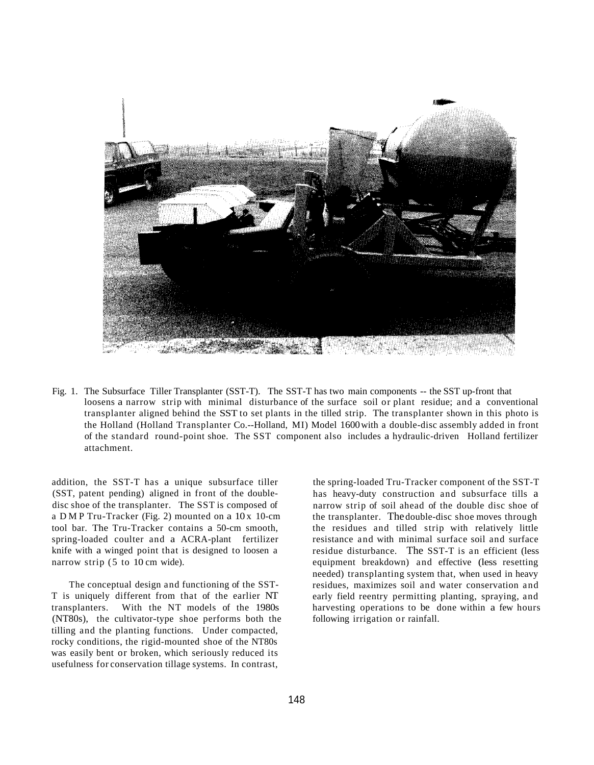Fig. 1. The Subsurface Tiller Transplanter (SST-T). The SST-T has two main components -- the SST up-front that loosens a narrow strip with minimal disturbance of the surface soil or plant residue; and a conventional transplanter aligned behind the SST to set plants in the tilled strip. The transplanter shown in this photo is the Holland (Holland Transplanter Co.--Holland, MI) Model 1600 with a double-disc assembly added in front of the standard round-point shoe. The SST component also includes a hydraulic-driven Holland fertilizer attachment.

addition, the SST-T has a unique subsurface tiller (SST, patent pending) aligned in front of the double-disc shoe of the transplanter. The SST is composed of a D M P Tru-Tracker (Fig. 2) mounted on a 10 x 10-cm tool bar. The Tru-Tracker contains a 50-cm smooth, spring-loaded coulter and a ACRA-plant fertilizer knife with a winged point that is designed to loosen a narrow strip (5 to 10 cm wide).

The conceptual design and functioning of the SST-T is uniquely different from that of the earlier NT transplanters. With the NT models of the 1980s (NT80s), the cultivator-type shoe performs both the tilling and the planting functions. Under compacted, rocky conditions, the rigid-mounted shoe of the NT80s was easily bent or broken, which seriously reduced its usefulness for conservation tillage systems. In contrast, the spring-loaded Tru-Tracker component of the SST-T has heavy-duty construction and subsurface tills a narrow strip of soil ahead of the double disc shoe of the transplanter. The double-disc shoe moves through the residues and tilled strip with relatively little resistance and with minimal surface soil and surface residue disturbance. The SST-T is an efficient (less equipment breakdown) and effective (less resetting needed) transplanting system that, when used in heavy residues, maximizes soil and water conservation and early field reentry permitting planting, spraying, and harvesting operations to be done within a few hours following irrigation or rainfall.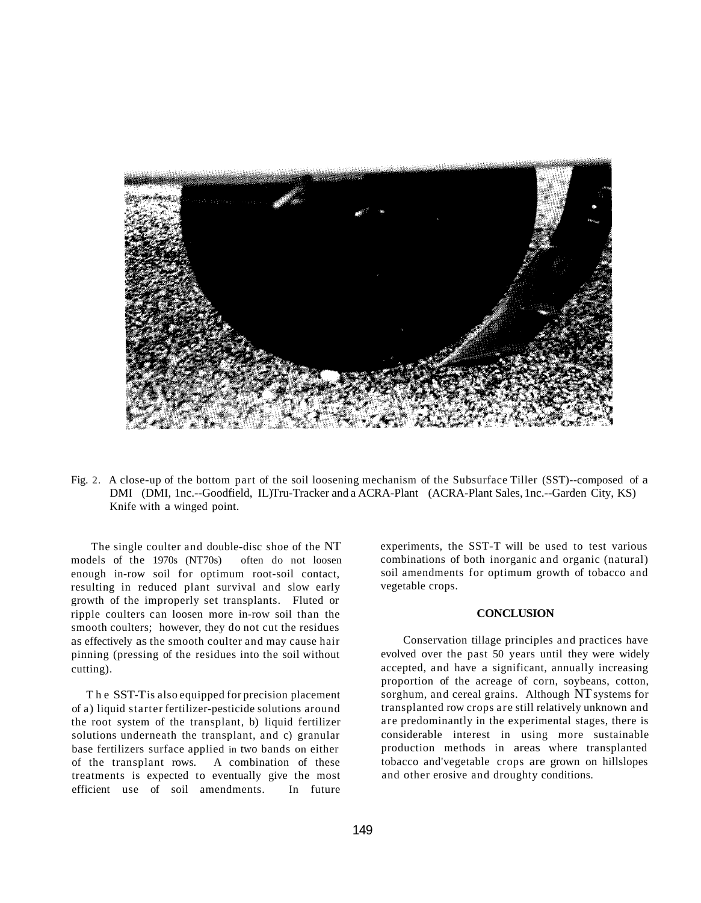Fig. 2. A close-up of the bottom part of the soil loosening mechanism of the Subsurface Tiller (SST)--composed of a DMI (DMI, 1nc.--Goodfield, IL)Tru-Tracker and a ACRA-Plant (ACRA-Plant Sales, 1nc.--Garden City, KS) Knife with a winged point.

The single coulter and double-disc shoe of the NT models of the 1970s (NT70s) often do not loosen enough in-row soil for optimum root-soil contact, resulting in reduced plant survival and slow early growth of the improperly set transplants. Fluted or ripple coulters can loosen more in-row soil than the smooth coulters; however, they do not cut the residues as effectively as the smooth coulter and may cause hair pinning (pressing of the residues into the soil without cutting).

The SST-T is also equipped for precision placement of a) liquid starter fertilizer-pesticide solutions around the root system of the transplant, b) liquid fertilizer solutions underneath the transplant, and c) granular base fertilizers surface applied in two bands on either of the transplant rows. A combination of these treatments is expected to eventually give the most efficient use of soil amendments. In future experiments, the SST-T will be used to test various combinations of both inorganic and organic (natural) soil amendments for optimum growth of tobacco and vegetable crops.

## CONCLUSION

Conservation tillage principles and practices have evolved over the past 50 years until they were widely accepted, and have a significant, annually increasing proportion of the acreage of corn, soybeans, cotton, sorghum, and cereal grains. Although NT systems for transplanted row crops are still relatively unknown and are predominantly in the experimental stages, there is considerable interest in using more sustainable production methods in areas where transplanted tobacco and'vegetable crops are grown on hillslopes and other erosive and droughty conditions.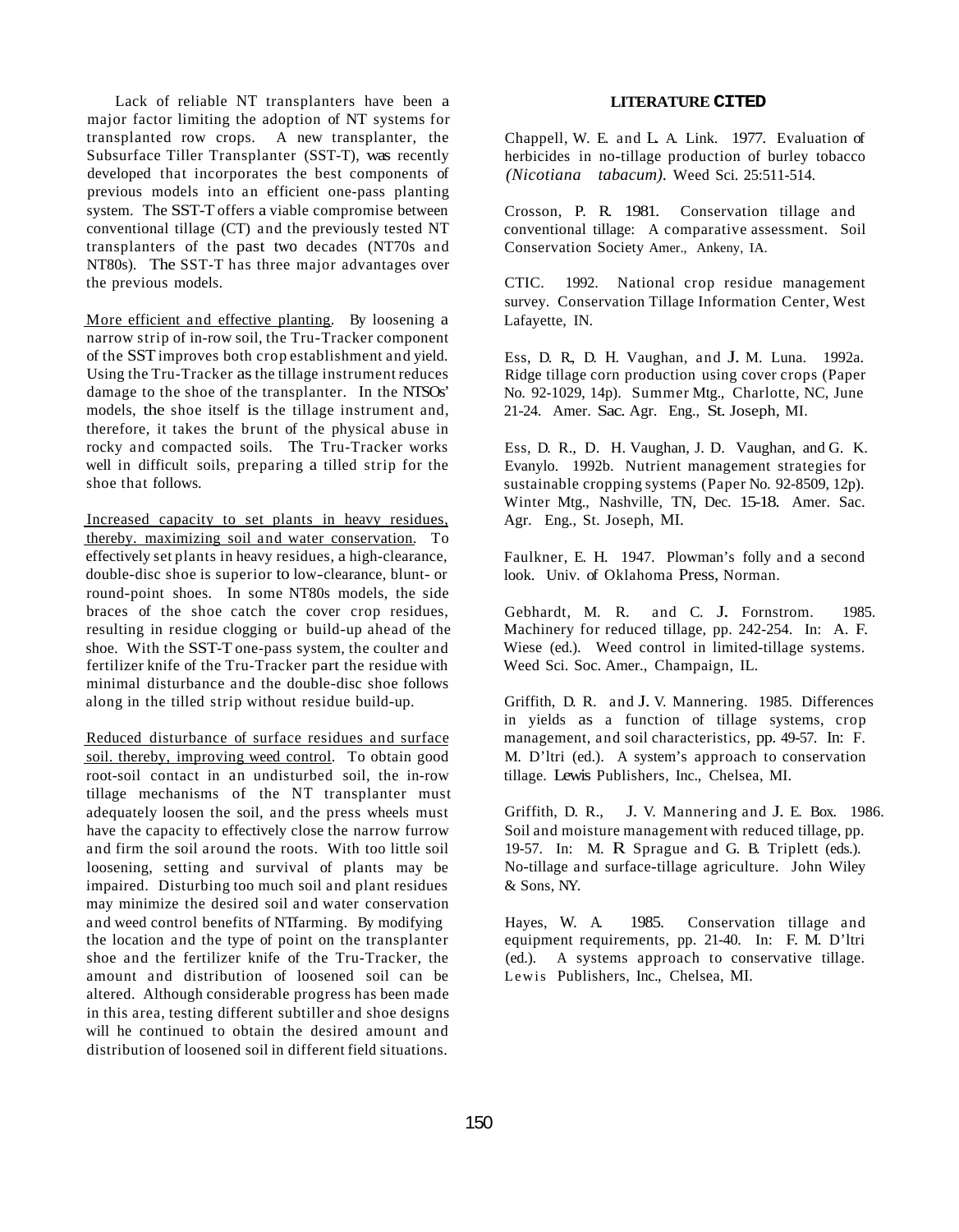Lack of reliable NT transplanters have been a major factor limiting the adoption of NT systems for transplanted row crops. A new transplanter, the Subsurface Tiller Transplanter (SST-T), was recently developed that incorporates the best components of previous models into an efficient one-pass planting system. The SST-T offers a viable compromise between conventional tillage (CT) and the previously tested NT transplanters of the past two decades (NT70s and NT80s). The SST-T has three major advantages over the previous models.

More efficient and effective planting. By loosening a narrow strip of in-row soil, the Tru-Tracker component of the SST improves both crop establishment and yield. Using the Tru-Tracker as the tillage instrument reduces damage to the shoe of the transplanter. In the NTSOs' models, the shoe itself is the tillage instrument and, therefore, it takes the brunt of the physical abuse in rocky and compacted soils. The Tru-Tracker works well in difficult soils, preparing a tilled strip for the shoe that follows.

Increased capacity to set plants in heavy residues, thereby. maximizing soil and water conservation. To effectively set plants in heavy residues, a high-clearance, double-disc shoe is superior to low-clearance, blunt- or round-point shoes. In some NT80s models, the side braces of the shoe catch the cover crop residues, resulting in residue clogging or build-up ahead of the shoe. With the SST-T one-pass system, the coulter and fertilizer knife of the Tru-Tracker part the residue with minimal disturbance and the double-disc shoe follows along in the tilled strip without residue build-up.

Reduced disturbance of surface residues and surface soil. thereby, improving weed control. To obtain good root-soil contact in an undisturbed soil, the in-row tillage mechanisms of the NT transplanter must adequately loosen the soil, and the press wheels must have the capacity to effectively close the narrow furrow and firm the soil around the roots. With too little soil loosening, setting and survival of plants may be impaired. Disturbing too much soil and plant residues may minimize the desired soil and water conservation and weed control benefits of NTfarming. By modifying the location and the type of point on the transplanter shoe and the fertilizer knife of the Tru-Tracker, the amount and distribution of loosened soil can be altered. Although considerable progress has been made in this area, testing different subtiller and shoe designs will he continued to obtain the desired amount and distribution of loosened soil in different field situations.

## LITERATURE CITED

Chappell, W. E. and L. A. Link. 1977. Evaluation of herbicides in no-tillage production of burley tobacco *(Nicotiana tabacum)*. Weed Sci. 25:511-514.

Crosson, P. R. 1981. Conservation tillage and conventional tillage: A comparative assessment. Soil Conservation Society Amer., Ankeny, IA.

CTIC. 1992. National crop residue management survey. Conservation Tillage Information Center, West Lafayette, IN.

Ess, D. R., D. H. Vaughan, and J. M. Luna. 1992a. Ridge tillage corn production using cover crops (Paper No. 92-1029, 14p). Summer Mtg., Charlotte, NC, June 21-24. Amer. Sac. Agr. Eng., St. Joseph, MI.

Ess, D. R., D. H. Vaughan, J. D. Vaughan, and G. K. Evanylo. 1992b. Nutrient management strategies for sustainable cropping systems (Paper No. 92-8509, 12p). Winter Mtg., Nashville, TN, Dec. 15-18. Amer. Sac. Agr. Eng., St. Joseph, MI.

Faulkner, E. H. 1947. Plowman's folly and a second look. Univ. of Oklahoma Press, Norman.

Gebhardt, M. R. and C. J. Fornstrom. 1985. Machinery for reduced tillage, pp. 242-254. In: A. F. Wiese (ed.). Weed control in limited-tillage systems. Weed Sci. Soc. Amer., Champaign, IL.

Griffith, D. R. and J. V. Mannering. 1985. Differences in yields as a function of tillage systems, crop management, and soil characteristics, pp. 49-57. In: F. M. D'ltri (ed.). A system's approach to conservation tillage. Lewis Publishers, Inc., Chelsea, MI.

Griffith, D. R., J. V. Mannering and J. E. Box. 1986. Soil and moisture management with reduced tillage, pp. 19-57. In: M. R Sprague and G. B. Triplett (eds.). No-tillage and surface-tillage agriculture. John Wiley & Sons, NY.

Hayes, W. A. 1985. Conservation tillage and equipment requirements, pp. 21-40. In: F. M. D'ltri (ed.). A systems approach to conservative tillage. Lewis Publishers, Inc., Chelsea, MI.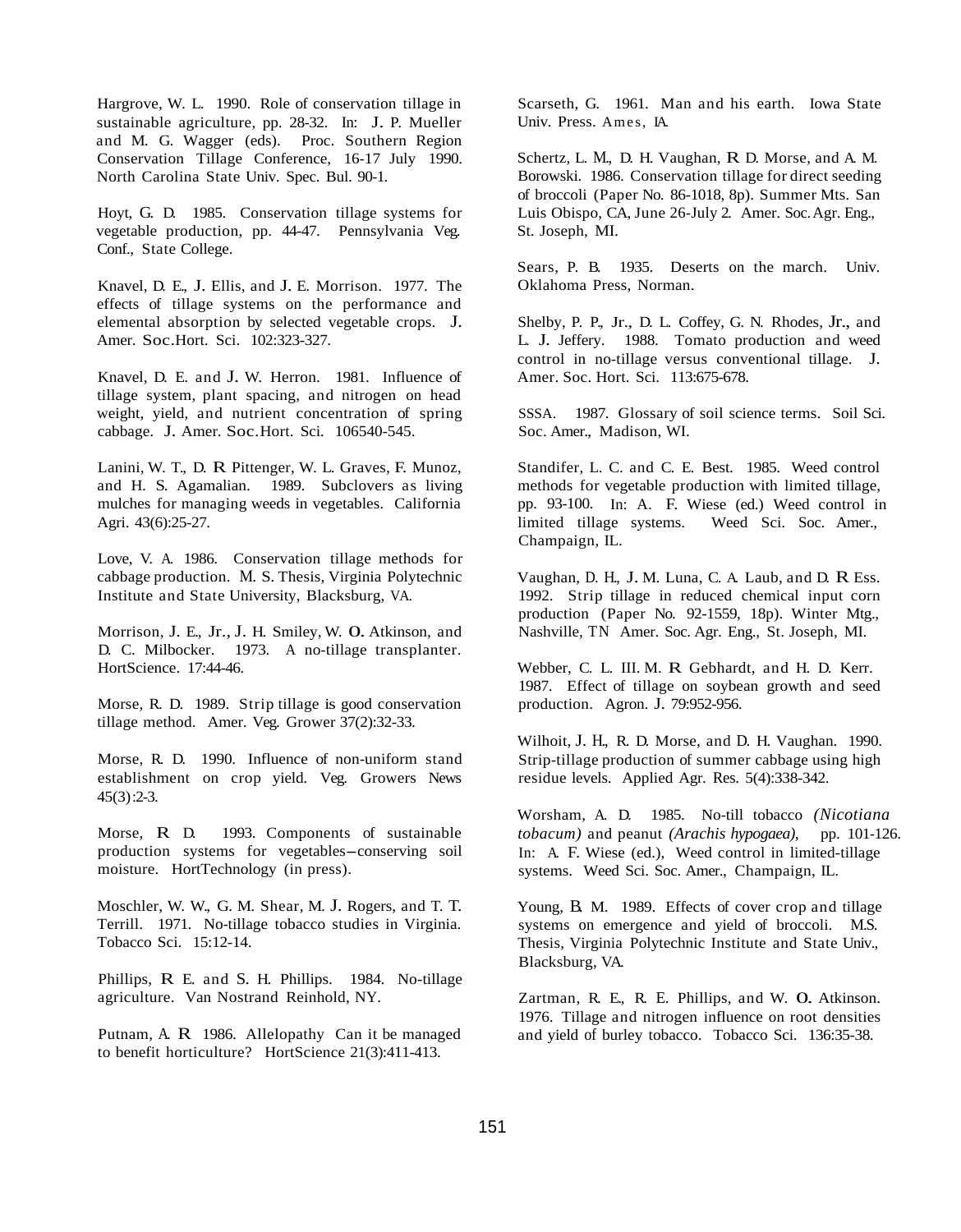Hargrove, W. L. 1990. Role of conservation tillage in sustainable agriculture, pp. 28-32. In: J. P. Mueller and M. G. Wagger (eds). Proc. Southern Region Conservation Tillage Conference, 16-17 July 1990. North Carolina State Univ. Spec. Bul. 90-1.

Hoyt, G. D. 1985. Conservation tillage systems for vegetable production, pp. 44-47. Pennsylvania Veg. Conf., State College.

Knavel, D. E., J. Ellis, and J. E. Morrison. 1977. The effects of tillage systems on the performance and elemental absorption by selected vegetable crops. J. Amer. Soc.Hort. Sci. 102:323-327.

Knavel, D. E. and J. W. Herron. 1981. Influence of tillage system, plant spacing, and nitrogen on head weight, yield, and nutrient concentration of spring cabbage. J. Amer. Soc.Hort. Sci. 106540-545.

Lanini, W. T., D. R Pittenger, W. L. Graves, F. Munoz, and H. S. Agamalian. 1989. Subclovers as living mulches for managing weeds in vegetables. California Agri. 43(6):25-27.

Love, V. A. 1986. Conservation tillage methods for cabbage production. M. S. Thesis, Virginia Polytechnic Institute and State University, Blacksburg, VA.

Morrison, J. E., Jr., J. H. Smiley, W. O. Atkinson, and D. C. Milbocker. 1973. A no-tillage transplanter. HortScience. 17:44-46.

Morse, R. D. 1989. Strip tillage is good conservation tillage method. Amer. Veg. Grower 37(2):32-33.

Morse, R. D. 1990. Influence of non-uniform stand establishment on crop yield. Veg. Growers News 45(3):2-3.

Morse, R D. 1993. Components of sustainable production systems for vegetables–conserving soil moisture. HortTechnology (in press).

Moschler, W. W., G. M. Shear, M. J. Rogers, and T. T. Terrill. 1971. No-tillage tobacco studies in Virginia. Tobacco Sci. 15:12-14.

Phillips, R E. and S. H. Phillips. 1984. No-tillage agriculture. Van Nostrand Reinhold, NY.

Putnam, A. R 1986. Allelopathy Can it be managed to benefit horticulture? HortScience 21(3):411-413.

Scarseth, G. 1961. Man and his earth. Iowa State Univ. Press. Ames, IA.

Schertz, L. M., D. H. Vaughan, R D. Morse, and A. M. Borowski. 1986. Conservation tillage for direct seeding of broccoli (Paper No. 86-1018, 8p). Summer Mts. San Luis Obispo, CA, June 26-July 2. Amer. Soc. Agr. Eng., St. Joseph, MI.

Sears, P. B. 1935. Deserts on the march. Univ. Oklahoma Press, Norman.

Shelby, P. P., Jr., D. L. Coffey, G. N. Rhodes, Jr., and L. J. Jeffery. 1988. Tomato production and weed control in no-tillage versus conventional tillage. J. Amer. Soc. Hort. Sci. 113:675-678.

SSSA. 1987. Glossary of soil science terms. Soil Sci. Soc. Amer., Madison, WI.

Standifer, L. C. and C. E. Best. 1985. Weed control methods for vegetable production with limited tillage, pp. 93-100. In: A. F. Wiese (ed.) Weed control in limited tillage systems. Weed Sci. Soc. Amer., Champaign, IL.

Vaughan, D. H., J. M. Luna, C. A. Laub, and D. R Ess. 1992. Strip tillage in reduced chemical input corn production (Paper No. 92-1559, 18p). Winter Mtg., Nashville, TN Amer. Soc. Agr. Eng., St. Joseph, MI.

Webber, C. L. III. M. R Gebhardt, and H. D. Kerr. 1987. Effect of tillage on soybean growth and seed production. Agron. J. 79:952-956.

Wilhoit, J. H., R. D. Morse, and D. H. Vaughan. 1990. Strip-tillage production of summer cabbage using high residue levels. Applied Agr. Res. 5(4):338-342.

Worsham, A. D. 1985. No-till tobacco *(Nicotiana tobacum)* and peanut *(Arachis hypogaea)*, pp. 101-126. In: A. F. Wiese (ed.), Weed control in limited-tillage systems. Weed Sci. Soc. Amer., Champaign, IL.

Young, B. M. 1989. Effects of cover crop and tillage systems on emergence and yield of broccoli. M.S. Thesis, Virginia Polytechnic Institute and State Univ., Blacksburg, VA.

Zartman, R. E., R. E. Phillips, and W. O. Atkinson. 1976. Tillage and nitrogen influence on root densities and yield of burley tobacco. Tobacco Sci. 136:35-38.